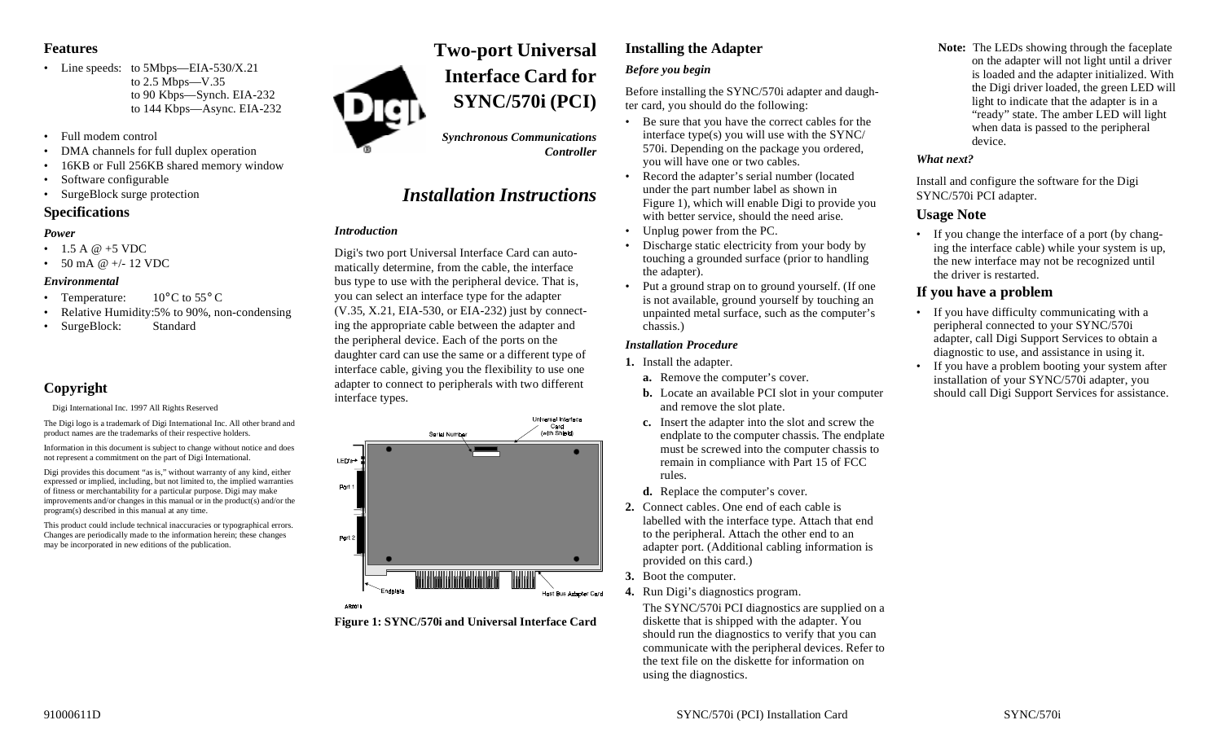# Two-port Universal Interface Card for SYNC/570i (PCI)

*Synchronous Communications Controller*

## *Installation Instructions*

## Features

- Line speeds: to 5Mbps—EIA-530/X.21
  to 2.5 Mbps—V.35
  to 90 Kbps—Synch. EIA-232
  to 144 Kbps—Async. EIA-232
- Full modem control
- DMA channels for full duplex operation
- 16KB or Full 256KB shared memory window
- Software configurable
- SurgeBlock surge protection

## Specifications

### *Power*

- 1.5 A @ +5 VDC
- 50 mA @ +/- 12 VDC

### *Environmental*

- Temperature: 10°C to 55° C
- Relative Humidity: 5% to 90%, non-condensing
- SurgeBlock: Standard

## Copyright

Digi International Inc. 1997 All Rights Reserved

The Digi logo is a trademark of Digi International Inc. All other brand and product names are the trademarks of their respective holders.

Information in this document is subject to change without notice and does not represent a commitment on the part of Digi International.

Digi provides this document "as is," without warranty of any kind, either expressed or implied, including, but not limited to, the implied warranties of fitness or merchantability for a particular purpose. Digi may make improvements and/or changes in this manual or in the product(s) and/or the program(s) described in this manual at any time.

This product could include technical inaccuracies or typographical errors. Changes are periodically made to the information herein; these changes may be incorporated in new editions of the publication.

### *Introduction*

Digi's two port Universal Interface Card can automatically determine, from the cable, the interface bus type to use with the peripheral device. That is, you can select an interface type for the adapter (V.35, X.21, EIA-530, or EIA-232) just by connecting the appropriate cable between the adapter and the peripheral device. Each of the ports on the daughter card can use the same or a different type of interface cable, giving you the flexibility to use one adapter to connect to peripherals with two different interface types.

Universal Interface Card (with Shield) · Serial Number · LEDs · Port 1 · Port 2 · Endplate · Host Bus Adapter Card

**Figure 1: SYNC/570i and Universal Interface Card**

## Installing the Adapter

### *Before you begin*

Before installing the SYNC/570i adapter and daughter card, you should do the following:

- Be sure that you have the correct cables for the interface type(s) you will use with the SYNC/570i. Depending on the package you ordered, you will have one or two cables.
- Record the adapter's serial number (located under the part number label as shown in Figure 1), which will enable Digi to provide you with better service, should the need arise.
- Unplug power from the PC.
- Discharge static electricity from your body by touching a grounded surface (prior to handling the adapter).
- Put a ground strap on to ground yourself. (If one is not available, ground yourself by touching an unpainted metal surface, such as the computer's chassis.)

### *Installation Procedure*

1. Install the adapter.
   - **a.** Remove the computer's cover.
   - **b.** Locate an available PCI slot in your computer and remove the slot plate.
   - **c.** Insert the adapter into the slot and screw the endplate to the computer chassis. The endplate must be screwed into the computer chassis to remain in compliance with Part 15 of FCC rules.
   - **d.** Replace the computer's cover.
2. Connect cables. One end of each cable is labelled with the interface type. Attach that end to the peripheral. Attach the other end to an adapter port. (Additional cabling information is provided on this card.)
3. Boot the computer.
4. Run Digi's diagnostics program.

   The SYNC/570i PCI diagnostics are supplied on a diskette that is shipped with the adapter. You should run the diagnostics to verify that you can communicate with the peripheral devices. Refer to the text file on the diskette for information on using the diagnostics.

**Note:** The LEDs showing through the faceplate on the adapter will not light until a driver is loaded and the adapter initialized. With the Digi driver loaded, the green LED will light to indicate that the adapter is in a "ready" state. The amber LED will light when data is passed to the peripheral device.

### *What next?*

Install and configure the software for the Digi SYNC/570i PCI adapter.

## Usage Note

- If you change the interface of a port (by changing the interface cable) while your system is up, the new interface may not be recognized until the driver is restarted.

## If you have a problem

- If you have difficulty communicating with a peripheral connected to your SYNC/570i adapter, call Digi Support Services to obtain a diagnostic to use, and assistance in using it.
- If you have a problem booting your system after installation of your SYNC/570i adapter, you should call Digi Support Services for assistance.

91000611D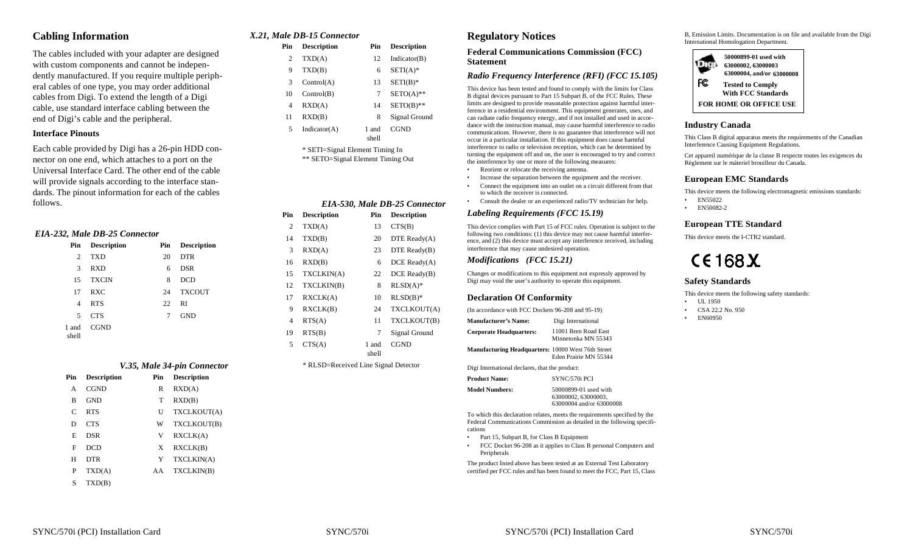## Cabling Information

The cables included with your adapter are designed with custom components and cannot be independently manufactured. If you require multiple peripheral cables of one type, you may order additional cables from Digi. To extend the length of a Digi cable, use standard interface cabling between the end of Digi's cable and the peripheral.

### Interface Pinouts

Each cable provided by Digi has a 26-pin HDD connector on one end, which attaches to a port on the Universal Interface Card. The other end of the cable will provide signals according to the interface standards. The pinout information for each of the cables follows.

*EIA-232, Male DB-25 Connector*

| Pin | Description | Pin | Description |
|---|---|---|---|
| 2 | TXD | 20 | DTR |
| 3 | RXD | 6 | DSR |
| 15 | TXCIN | 8 | DCD |
| 17 | RXC | 24 | TXCOUT |
| 4 | RTS | 22 | RI |
| 5 | CTS | 7 | GND |
| 1 and shell | CGND | | |

*V.35, Male 34-pin Connector*

| Pin | Description | Pin | Description |
|---|---|---|---|
| A | CGND | R | RXD(A) |
| B | GND | T | RXD(B) |
| C | RTS | U | TXCLKOUT(A) |
| D | CTS | W | TXCLKOUT(B) |
| E | DSR | V | RXCLK(A) |
| F | DCD | X | RXCLK(B) |
| H | DTR | Y | TXCLKIN(A) |
| P | TXD(A) | AA | TXCLKIN(B) |
| S | TXD(B) | | |

*X.21, Male DB-15 Connector*

| Pin | Description | Pin | Description |
|---|---|---|---|
| 2 | TXD(A) | 12 | Indicator(B) |
| 9 | TXD(B) | 6 | SETI(A)* |
| 3 | Control(A) | 13 | SETI(B)* |
| 10 | Control(B) | 7 | SETO(A)** |
| 4 | RXD(A) | 14 | SETO(B)** |
| 11 | RXD(B) | 8 | Signal Ground |
| 5 | Indicator(A) | 1 and shell | CGND |

* SETI=Signal Element Timing In
** SETO=Signal Element Timing Out

*EIA-530, Male DB-25 Connector*

| Pin | Description | Pin | Description |
|---|---|---|---|
| 2 | TXD(A) | 13 | CTS(B) |
| 14 | TXD(B) | 20 | DTE Ready(A) |
| 3 | RXD(A) | 23 | DTE Ready(B) |
| 16 | RXD(B) | 6 | DCE Ready(A) |
| 15 | TXCLKIN(A) | 22 | DCE Ready(B) |
| 12 | TXCLKIN(B) | 8 | RLSD(A)* |
| 17 | RXCLK(A) | 10 | RLSD(B)* |
| 9 | RXCLK(B) | 24 | TXCLKOUT(A) |
| 4 | RTS(A) | 11 | TXCLKOUT(B) |
| 19 | RTS(B) | 7 | Signal Ground |
| 5 | CTS(A) | 1 and shell | CGND |

* RLSD=Received Line Signal Detector

## Regulatory Notices

### Federal Communications Commission (FCC) Statement

#### *Radio Frequency Interference (RFI) (FCC 15.105)*

This device has been tested and found to comply with the limits for Class B digital devices pursuant to Part 15 Subpart B, of the FCC Rules. These limits are designed to provide reasonable protection against harmful interference in a residential environment. This equipment generates, uses, and can radiate radio frequency energy, and if not installed and used in accordance with the instruction manual, may cause harmful interference to radio communications. However, there is no guarantee that interference will not occur in a particular installation. If this equipment does cause harmful interference to radio or television reception, which can be determined by turning the equipment off and on, the user is encouraged to try and correct the interference by one or more of the following measures:

- Reorient or relocate the receiving antenna.
- Increase the separation between the equipment and the receiver.
- Connect the equipment into an outlet on a circuit different from that to which the receiver is connected.
- Consult the dealer or an experienced radio/TV technician for help.

#### *Labeling Requirements (FCC 15.19)*

This device complies with Part 15 of FCC rules. Operation is subject to the following two conditions: (1) this device may not cause harmful interference, and (2) this device must accept any interference received, including interference that may cause undesired operation.

#### *Modifications (FCC 15.21)*

Changes or modifications to this equipment not expressly approved by Digi may void the user's authority to operate this equipment.

### Declaration Of Conformity

(In accordance with FCC Dockets 96-208 and 95-19)

| | |
|---|---|
| **Manufacturer's Name:** | Digi International |
| **Corporate Headquarters:** | 11001 Bren Road East Minnetonka MN 55343 |
| **Manufacturing Headquarters:** | 10000 West 76th Street Eden Prairie MN 55344 |

Digi International declares, that the product:

| | |
|---|---|
| **Product Name:** | SYNC/570i PCI |
| **Model Numbers:** | 50000899-01 used with 63000002, 63000003, 63000004 and/or 63000008 |

To which this declaration relates, meets the requirements specified by the Federal Communications Commission as detailed in the following specifications

- Part 15, Subpart B, for Class B Equipment
- FCC Docket 96-208 as it applies to Class B personal Computers and Peripherals

The product listed above has been tested at an External Test Laboratory certified per FCC rules and has been found to meet the FCC, Part 15, Class B, Emission Limits. Documentation is on file and available from the Digi International Homologation Department.

**50000899-01 used with 63000002, 63000003 63000004, and/or 63000008**
**Tested to Comply With FCC Standards**
**FOR HOME OR OFFICE USE**

### Industry Canada

This Class B digital apparatus meets the requirements of the Canadian Interference Causing Equipment Regulations.

Cet appareil numérique de la classe B respecte toutes les exigences du Règlement sur le matériel brouilleur du Canada.

### European EMC Standards

This device meets the following electromagnetic emissions standards:

- EN55022
- EN50082-2

### European TTE Standard

This device meets the I-CTR2 standard.

CE 168 X

### Safety Standards

This device meets the following safety standards:

- UL 1950
- CSA 22.2 No. 950
- EN60950